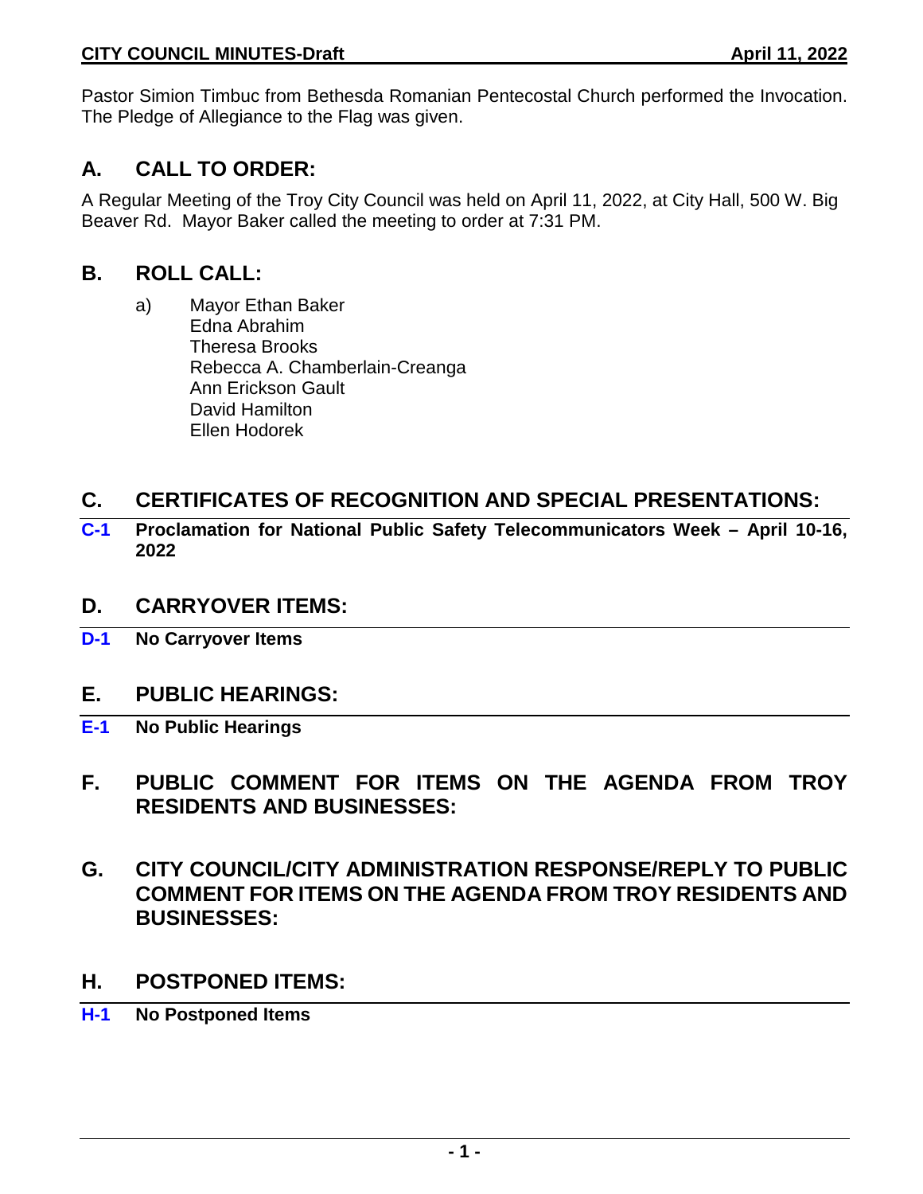Pastor Simion Timbuc from Bethesda Romanian Pentecostal Church performed the Invocation. The Pledge of Allegiance to the Flag was given.

## A. CALL TO ORDER:

A Regular Meeting of the Troy City Council was held on April 11, 2022, at City Hall, 500 W. Big Beaver Rd. Mayor Baker called the meeting to order at 7:31 PM.

## B. ROLL CALL:

a) Mayor Ethan Baker
Edna Abrahim
Theresa Brooks
Rebecca A. Chamberlain-Creanga
Ann Erickson Gault
David Hamilton
Ellen Hodorek

## C. CERTIFICATES OF RECOGNITION AND SPECIAL PRESENTATIONS:

**C-1 Proclamation for National Public Safety Telecommunicators Week – April 10-16, 2022**

## D. CARRYOVER ITEMS:

**D-1 No Carryover Items**

## E. PUBLIC HEARINGS:

**E-1 No Public Hearings**

## F. PUBLIC COMMENT FOR ITEMS ON THE AGENDA FROM TROY RESIDENTS AND BUSINESSES:

## G. CITY COUNCIL/CITY ADMINISTRATION RESPONSE/REPLY TO PUBLIC COMMENT FOR ITEMS ON THE AGENDA FROM TROY RESIDENTS AND BUSINESSES:

## H. POSTPONED ITEMS:

**H-1 No Postponed Items**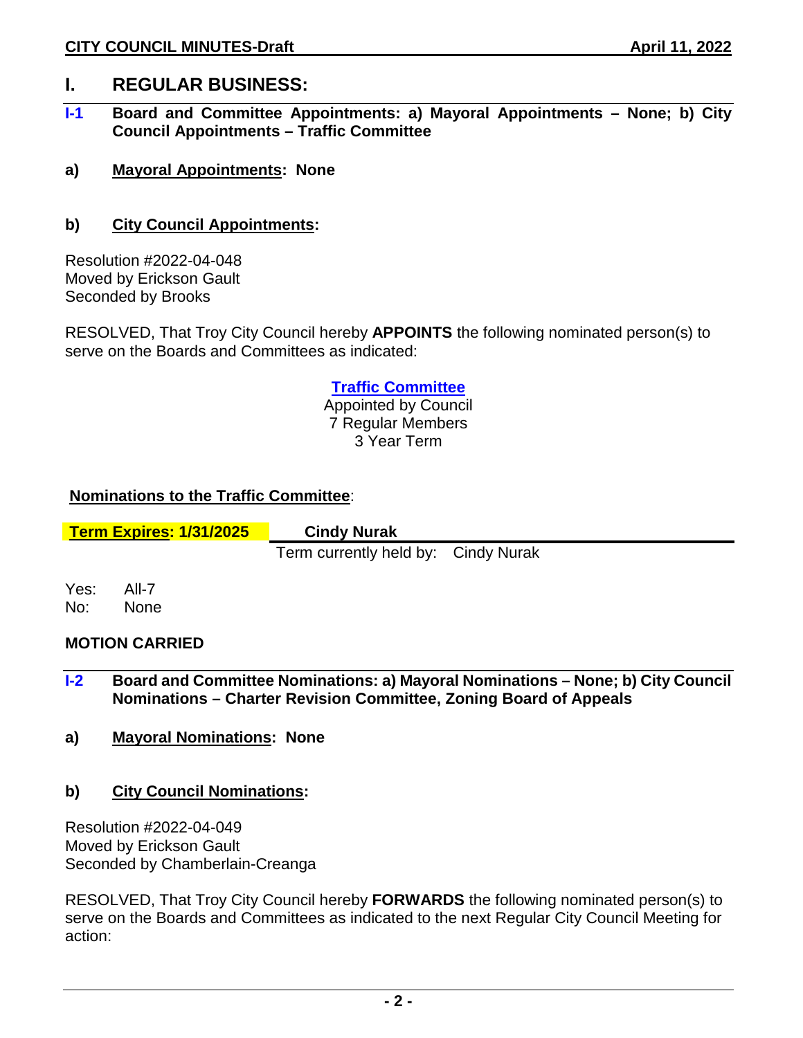# I. REGULAR BUSINESS:

## I-1 Board and Committee Appointments: a) Mayoral Appointments – None; b) City Council Appointments – Traffic Committee

**a) Mayoral Appointments: None**

**b) City Council Appointments:**

Resolution #2022-04-048
Moved by Erickson Gault
Seconded by Brooks

RESOLVED, That Troy City Council hereby **APPOINTS** the following nominated person(s) to serve on the Boards and Committees as indicated:

**Traffic Committee**
Appointed by Council
7 Regular Members
3 Year Term

**Nominations to the Traffic Committee**:

| **Term Expires: 1/31/2025** | **Cindy Nurak** |
|---|---|
| | Term currently held by: Cindy Nurak |

Yes: All-7
No: None

**MOTION CARRIED**

## I-2 Board and Committee Nominations: a) Mayoral Nominations – None; b) City Council Nominations – Charter Revision Committee, Zoning Board of Appeals

**a) Mayoral Nominations: None**

**b) City Council Nominations:**

Resolution #2022-04-049
Moved by Erickson Gault
Seconded by Chamberlain-Creanga

RESOLVED, That Troy City Council hereby **FORWARDS** the following nominated person(s) to serve on the Boards and Committees as indicated to the next Regular City Council Meeting for action: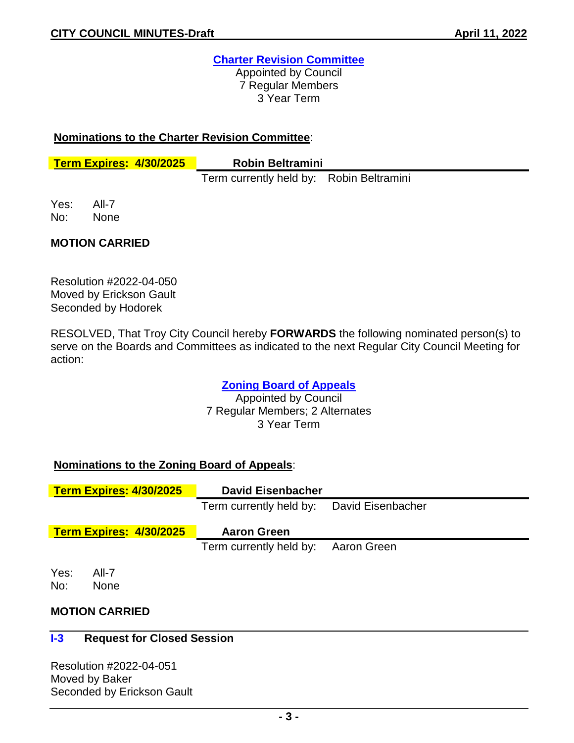**Charter Revision Committee**
Appointed by Council
7 Regular Members
3 Year Term

**Nominations to the Charter Revision Committee**:

| **Term Expires: 4/30/2025** | **Robin Beltramini** |
|---|---|
| | Term currently held by: Robin Beltramini |

Yes: All-7
No: None

**MOTION CARRIED**

Resolution #2022-04-050
Moved by Erickson Gault
Seconded by Hodorek

RESOLVED, That Troy City Council hereby **FORWARDS** the following nominated person(s) to serve on the Boards and Committees as indicated to the next Regular City Council Meeting for action:

**Zoning Board of Appeals**
Appointed by Council
7 Regular Members; 2 Alternates
3 Year Term

**Nominations to the Zoning Board of Appeals**:

| **Term Expires: 4/30/2025** | **David Eisenbacher** |
|---|---|
| | Term currently held by: David Eisenbacher |
| **Term Expires: 4/30/2025** | **Aaron Green** |
| | Term currently held by: Aaron Green |

Yes: All-7
No: None

**MOTION CARRIED**

## I-3 Request for Closed Session

Resolution #2022-04-051
Moved by Baker
Seconded by Erickson Gault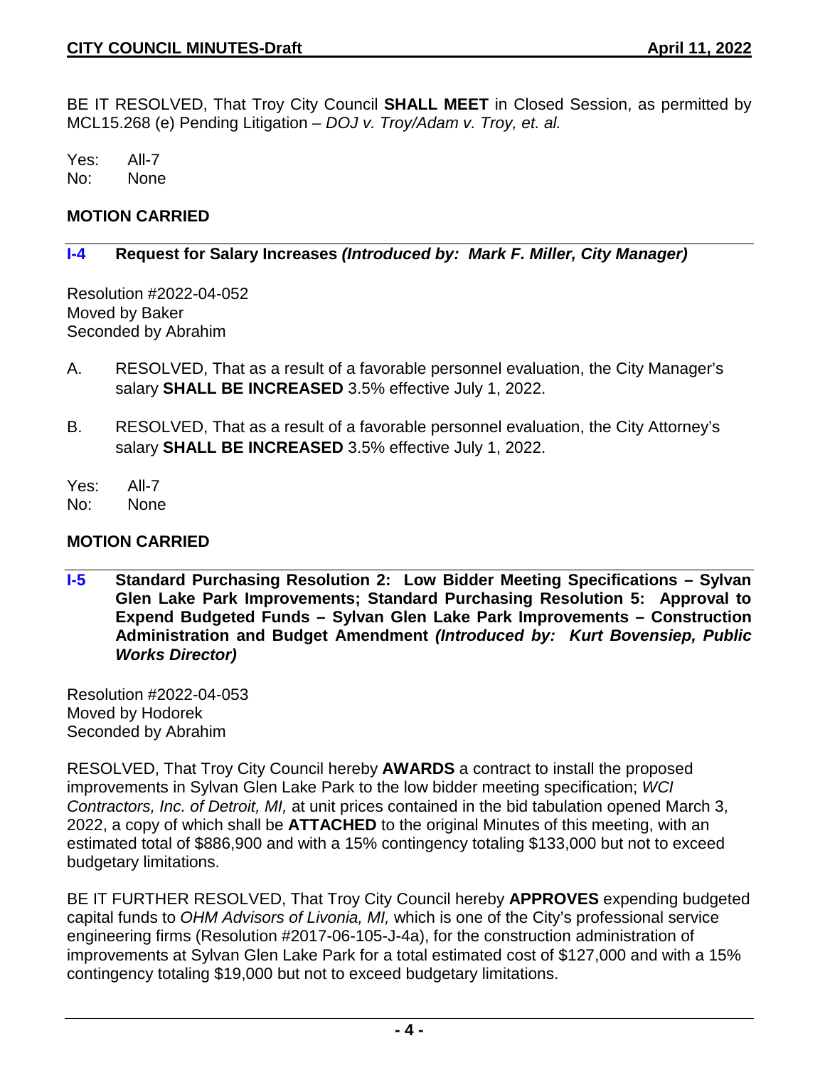BE IT RESOLVED, That Troy City Council **SHALL MEET** in Closed Session, as permitted by MCL15.268 (e) Pending Litigation – *DOJ v. Troy/Adam v. Troy, et. al.*

Yes: All-7
No: None

**MOTION CARRIED**

### I-4 Request for Salary Increases *(Introduced by: Mark F. Miller, City Manager)*

Resolution #2022-04-052
Moved by Baker
Seconded by Abrahim

A. RESOLVED, That as a result of a favorable personnel evaluation, the City Manager's salary **SHALL BE INCREASED** 3.5% effective July 1, 2022.

B. RESOLVED, That as a result of a favorable personnel evaluation, the City Attorney's salary **SHALL BE INCREASED** 3.5% effective July 1, 2022.

Yes: All-7
No: None

**MOTION CARRIED**

### I-5 Standard Purchasing Resolution 2: Low Bidder Meeting Specifications – Sylvan Glen Lake Park Improvements; Standard Purchasing Resolution 5: Approval to Expend Budgeted Funds – Sylvan Glen Lake Park Improvements – Construction Administration and Budget Amendment *(Introduced by: Kurt Bovensiep, Public Works Director)*

Resolution #2022-04-053
Moved by Hodorek
Seconded by Abrahim

RESOLVED, That Troy City Council hereby **AWARDS** a contract to install the proposed improvements in Sylvan Glen Lake Park to the low bidder meeting specification; *WCI Contractors, Inc. of Detroit, MI,* at unit prices contained in the bid tabulation opened March 3, 2022, a copy of which shall be **ATTACHED** to the original Minutes of this meeting, with an estimated total of $886,900 and with a 15% contingency totaling $133,000 but not to exceed budgetary limitations.

BE IT FURTHER RESOLVED, That Troy City Council hereby **APPROVES** expending budgeted capital funds to *OHM Advisors of Livonia, MI,* which is one of the City's professional service engineering firms (Resolution #2017-06-105-J-4a), for the construction administration of improvements at Sylvan Glen Lake Park for a total estimated cost of $127,000 and with a 15% contingency totaling $19,000 but not to exceed budgetary limitations.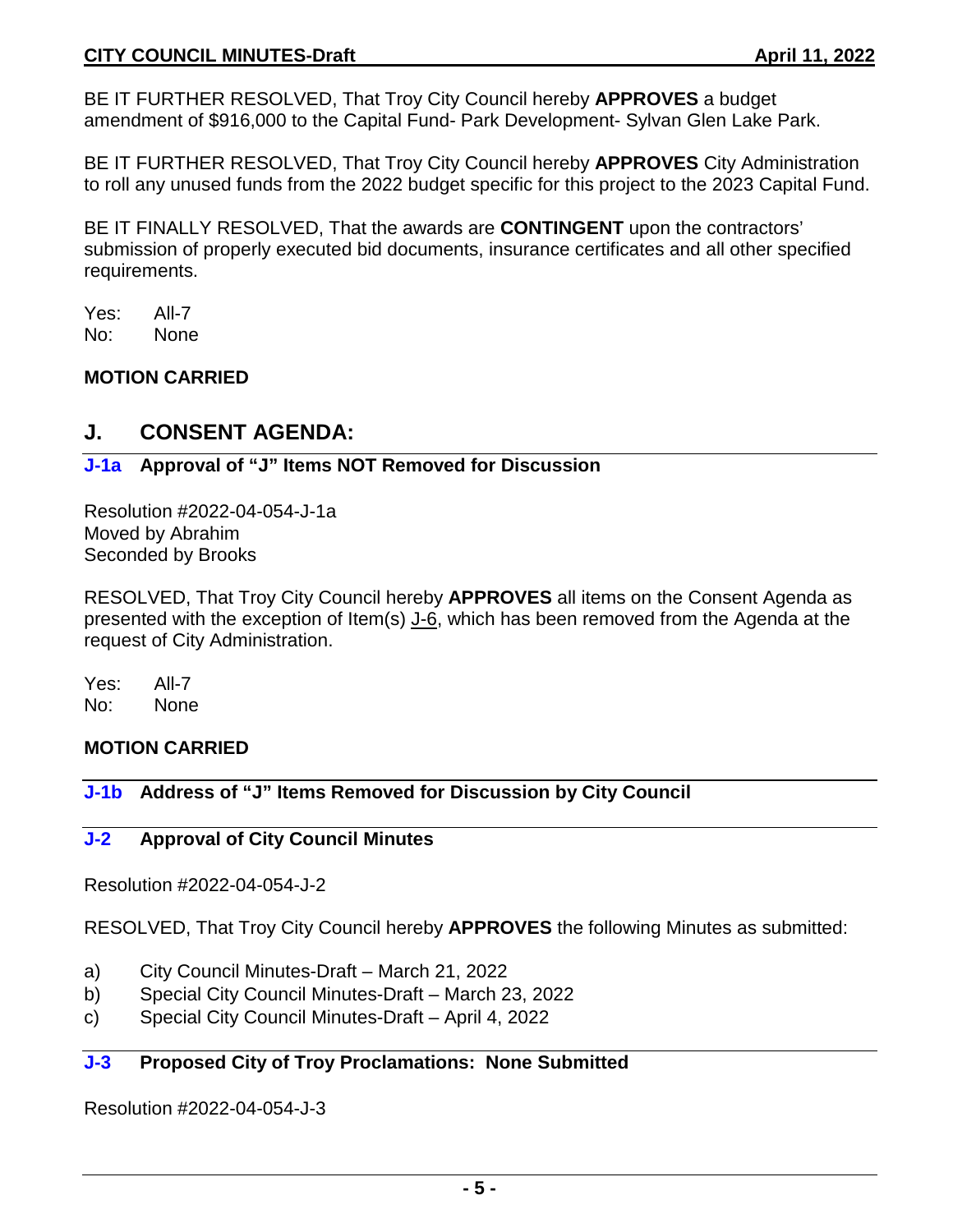BE IT FURTHER RESOLVED, That Troy City Council hereby **APPROVES** a budget amendment of $916,000 to the Capital Fund- Park Development- Sylvan Glen Lake Park.

BE IT FURTHER RESOLVED, That Troy City Council hereby **APPROVES** City Administration to roll any unused funds from the 2022 budget specific for this project to the 2023 Capital Fund.

BE IT FINALLY RESOLVED, That the awards are **CONTINGENT** upon the contractors' submission of properly executed bid documents, insurance certificates and all other specified requirements.

Yes: All-7
No: None

**MOTION CARRIED**

## J. CONSENT AGENDA:

### J-1a Approval of "J" Items NOT Removed for Discussion

Resolution #2022-04-054-J-1a
Moved by Abrahim
Seconded by Brooks

RESOLVED, That Troy City Council hereby **APPROVES** all items on the Consent Agenda as presented with the exception of Item(s) J-6, which has been removed from the Agenda at the request of City Administration.

Yes: All-7
No: None

**MOTION CARRIED**

### J-1b Address of "J" Items Removed for Discussion by City Council

### J-2 Approval of City Council Minutes

Resolution #2022-04-054-J-2

RESOLVED, That Troy City Council hereby **APPROVES** the following Minutes as submitted:

a) City Council Minutes-Draft – March 21, 2022
b) Special City Council Minutes-Draft – March 23, 2022
c) Special City Council Minutes-Draft – April 4, 2022

### J-3 Proposed City of Troy Proclamations: None Submitted

Resolution #2022-04-054-J-3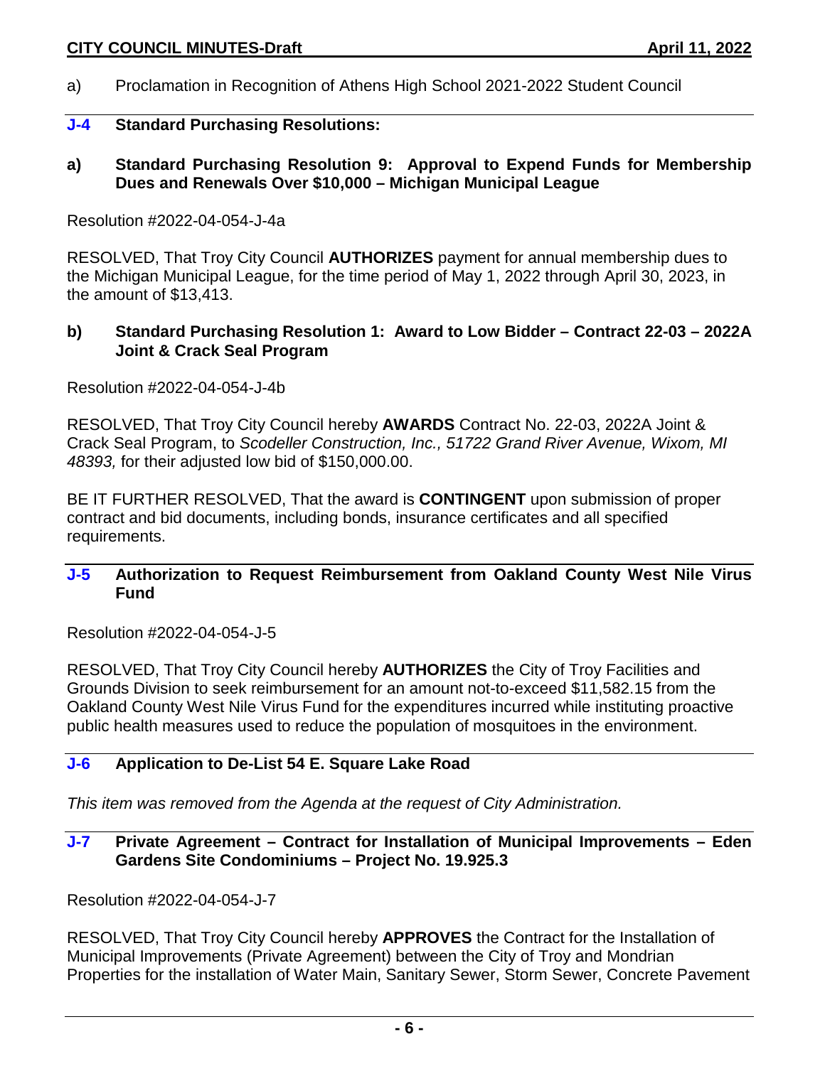a) Proclamation in Recognition of Athens High School 2021-2022 Student Council

## J-4 Standard Purchasing Resolutions:

### a) Standard Purchasing Resolution 9: Approval to Expend Funds for Membership Dues and Renewals Over $10,000 – Michigan Municipal League

Resolution #2022-04-054-J-4a

RESOLVED, That Troy City Council **AUTHORIZES** payment for annual membership dues to the Michigan Municipal League, for the time period of May 1, 2022 through April 30, 2023, in the amount of $13,413.

### b) Standard Purchasing Resolution 1: Award to Low Bidder – Contract 22-03 – 2022A Joint & Crack Seal Program

Resolution #2022-04-054-J-4b

RESOLVED, That Troy City Council hereby **AWARDS** Contract No. 22-03, 2022A Joint & Crack Seal Program, to *Scodeller Construction, Inc., 51722 Grand River Avenue, Wixom, MI 48393,* for their adjusted low bid of $150,000.00.

BE IT FURTHER RESOLVED, That the award is **CONTINGENT** upon submission of proper contract and bid documents, including bonds, insurance certificates and all specified requirements.

## J-5 Authorization to Request Reimbursement from Oakland County West Nile Virus Fund

Resolution #2022-04-054-J-5

RESOLVED, That Troy City Council hereby **AUTHORIZES** the City of Troy Facilities and Grounds Division to seek reimbursement for an amount not-to-exceed $11,582.15 from the Oakland County West Nile Virus Fund for the expenditures incurred while instituting proactive public health measures used to reduce the population of mosquitoes in the environment.

## J-6 Application to De-List 54 E. Square Lake Road

*This item was removed from the Agenda at the request of City Administration.*

## J-7 Private Agreement – Contract for Installation of Municipal Improvements – Eden Gardens Site Condominiums – Project No. 19.925.3

Resolution #2022-04-054-J-7

RESOLVED, That Troy City Council hereby **APPROVES** the Contract for the Installation of Municipal Improvements (Private Agreement) between the City of Troy and Mondrian Properties for the installation of Water Main, Sanitary Sewer, Storm Sewer, Concrete Pavement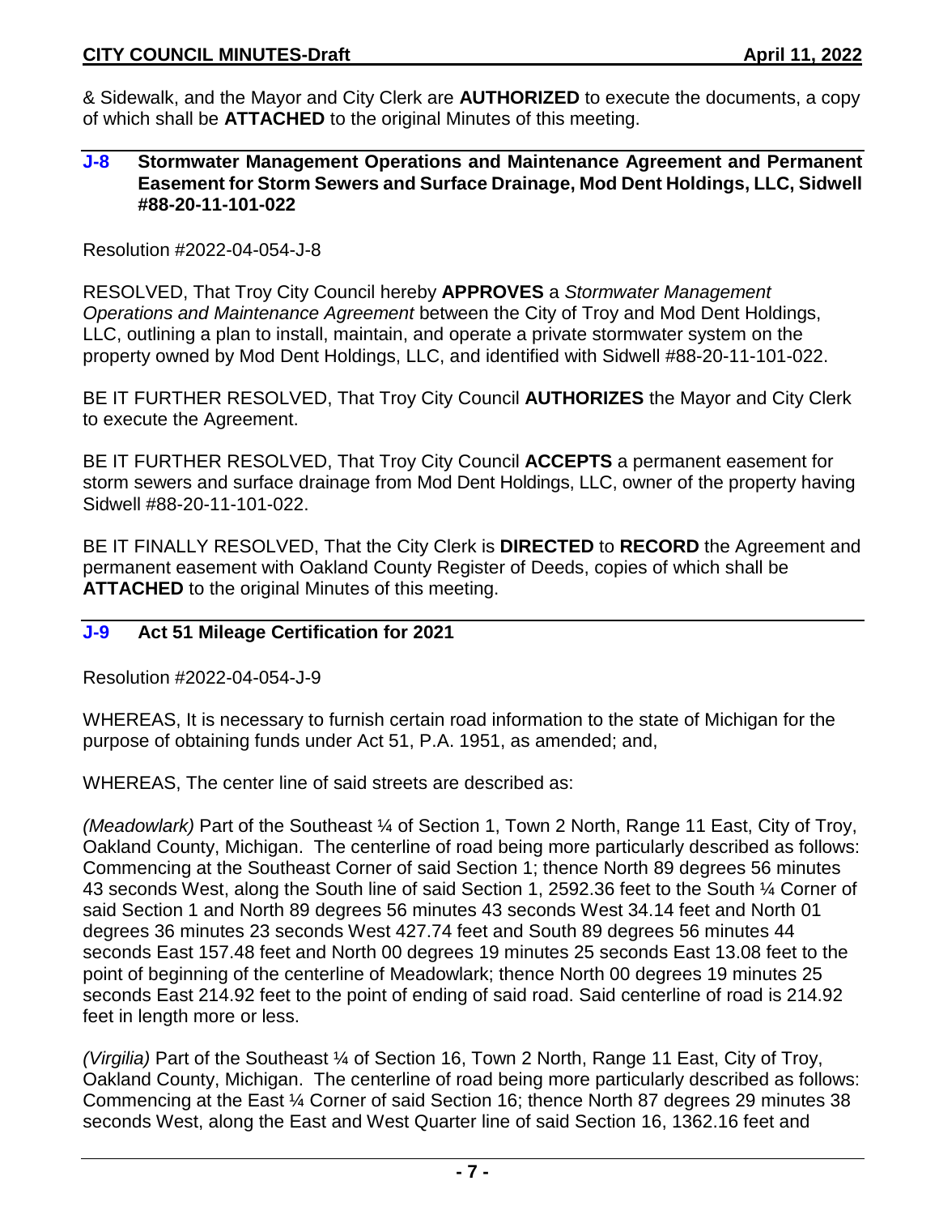& Sidewalk, and the Mayor and City Clerk are **AUTHORIZED** to execute the documents, a copy of which shall be **ATTACHED** to the original Minutes of this meeting.

### J-8 Stormwater Management Operations and Maintenance Agreement and Permanent Easement for Storm Sewers and Surface Drainage, Mod Dent Holdings, LLC, Sidwell #88-20-11-101-022

Resolution #2022-04-054-J-8

RESOLVED, That Troy City Council hereby **APPROVES** a *Stormwater Management Operations and Maintenance Agreement* between the City of Troy and Mod Dent Holdings, LLC, outlining a plan to install, maintain, and operate a private stormwater system on the property owned by Mod Dent Holdings, LLC, and identified with Sidwell #88-20-11-101-022.

BE IT FURTHER RESOLVED, That Troy City Council **AUTHORIZES** the Mayor and City Clerk to execute the Agreement.

BE IT FURTHER RESOLVED, That Troy City Council **ACCEPTS** a permanent easement for storm sewers and surface drainage from Mod Dent Holdings, LLC, owner of the property having Sidwell #88-20-11-101-022.

BE IT FINALLY RESOLVED, That the City Clerk is **DIRECTED** to **RECORD** the Agreement and permanent easement with Oakland County Register of Deeds, copies of which shall be **ATTACHED** to the original Minutes of this meeting.

### J-9 Act 51 Mileage Certification for 2021

Resolution #2022-04-054-J-9

WHEREAS, It is necessary to furnish certain road information to the state of Michigan for the purpose of obtaining funds under Act 51, P.A. 1951, as amended; and,

WHEREAS, The center line of said streets are described as:

*(Meadowlark)* Part of the Southeast ¼ of Section 1, Town 2 North, Range 11 East, City of Troy, Oakland County, Michigan. The centerline of road being more particularly described as follows: Commencing at the Southeast Corner of said Section 1; thence North 89 degrees 56 minutes 43 seconds West, along the South line of said Section 1, 2592.36 feet to the South ¼ Corner of said Section 1 and North 89 degrees 56 minutes 43 seconds West 34.14 feet and North 01 degrees 36 minutes 23 seconds West 427.74 feet and South 89 degrees 56 minutes 44 seconds East 157.48 feet and North 00 degrees 19 minutes 25 seconds East 13.08 feet to the point of beginning of the centerline of Meadowlark; thence North 00 degrees 19 minutes 25 seconds East 214.92 feet to the point of ending of said road. Said centerline of road is 214.92 feet in length more or less.

*(Virgilia)* Part of the Southeast ¼ of Section 16, Town 2 North, Range 11 East, City of Troy, Oakland County, Michigan. The centerline of road being more particularly described as follows: Commencing at the East ¼ Corner of said Section 16; thence North 87 degrees 29 minutes 38 seconds West, along the East and West Quarter line of said Section 16, 1362.16 feet and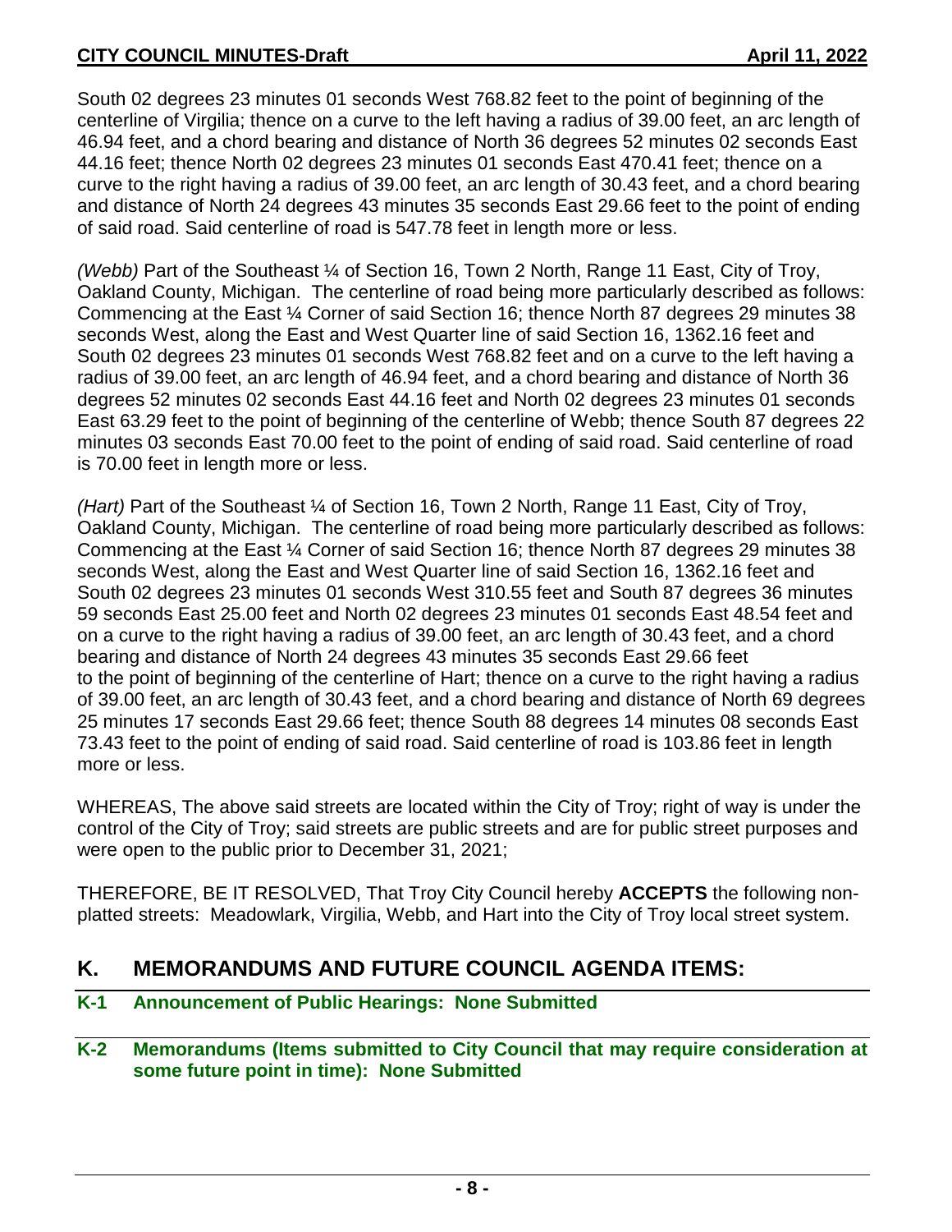South 02 degrees 23 minutes 01 seconds West 768.82 feet to the point of beginning of the centerline of Virgilia; thence on a curve to the left having a radius of 39.00 feet, an arc length of 46.94 feet, and a chord bearing and distance of North 36 degrees 52 minutes 02 seconds East 44.16 feet; thence North 02 degrees 23 minutes 01 seconds East 470.41 feet; thence on a curve to the right having a radius of 39.00 feet, an arc length of 30.43 feet, and a chord bearing and distance of North 24 degrees 43 minutes 35 seconds East 29.66 feet to the point of ending of said road. Said centerline of road is 547.78 feet in length more or less.

*(Webb)* Part of the Southeast ¼ of Section 16, Town 2 North, Range 11 East, City of Troy, Oakland County, Michigan. The centerline of road being more particularly described as follows: Commencing at the East ¼ Corner of said Section 16; thence North 87 degrees 29 minutes 38 seconds West, along the East and West Quarter line of said Section 16, 1362.16 feet and South 02 degrees 23 minutes 01 seconds West 768.82 feet and on a curve to the left having a radius of 39.00 feet, an arc length of 46.94 feet, and a chord bearing and distance of North 36 degrees 52 minutes 02 seconds East 44.16 feet and North 02 degrees 23 minutes 01 seconds East 63.29 feet to the point of beginning of the centerline of Webb; thence South 87 degrees 22 minutes 03 seconds East 70.00 feet to the point of ending of said road. Said centerline of road is 70.00 feet in length more or less.

*(Hart)* Part of the Southeast ¼ of Section 16, Town 2 North, Range 11 East, City of Troy, Oakland County, Michigan. The centerline of road being more particularly described as follows: Commencing at the East ¼ Corner of said Section 16; thence North 87 degrees 29 minutes 38 seconds West, along the East and West Quarter line of said Section 16, 1362.16 feet and South 02 degrees 23 minutes 01 seconds West 310.55 feet and South 87 degrees 36 minutes 59 seconds East 25.00 feet and North 02 degrees 23 minutes 01 seconds East 48.54 feet and on a curve to the right having a radius of 39.00 feet, an arc length of 30.43 feet, and a chord bearing and distance of North 24 degrees 43 minutes 35 seconds East 29.66 feet to the point of beginning of the centerline of Hart; thence on a curve to the right having a radius of 39.00 feet, an arc length of 30.43 feet, and a chord bearing and distance of North 69 degrees 25 minutes 17 seconds East 29.66 feet; thence South 88 degrees 14 minutes 08 seconds East 73.43 feet to the point of ending of said road. Said centerline of road is 103.86 feet in length more or less.

WHEREAS, The above said streets are located within the City of Troy; right of way is under the control of the City of Troy; said streets are public streets and are for public street purposes and were open to the public prior to December 31, 2021;

THEREFORE, BE IT RESOLVED, That Troy City Council hereby **ACCEPTS** the following non-platted streets: Meadowlark, Virgilia, Webb, and Hart into the City of Troy local street system.

## K. MEMORANDUMS AND FUTURE COUNCIL AGENDA ITEMS:

### K-1 Announcement of Public Hearings: None Submitted

### K-2 Memorandums (Items submitted to City Council that may require consideration at some future point in time): None Submitted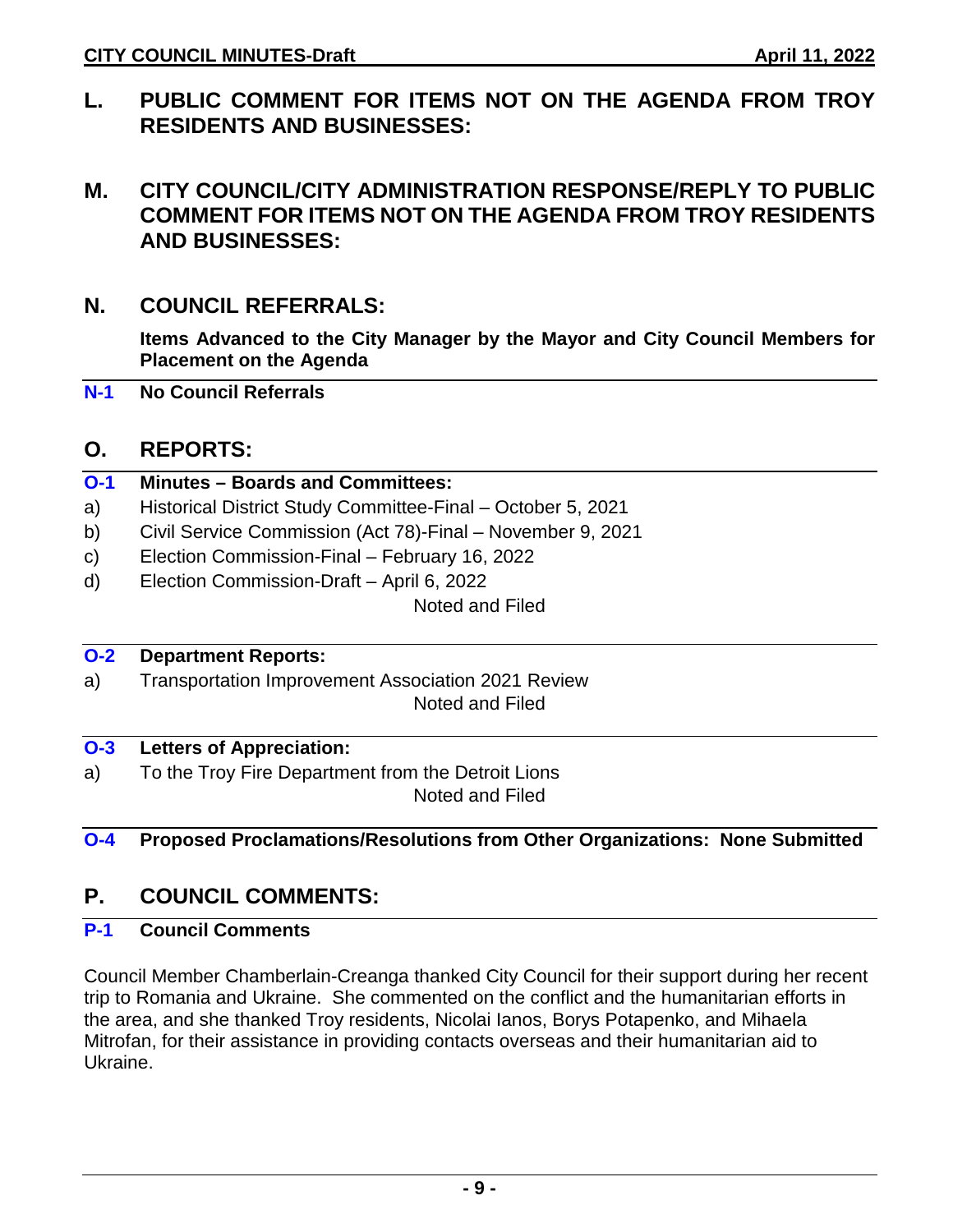## L. PUBLIC COMMENT FOR ITEMS NOT ON THE AGENDA FROM TROY RESIDENTS AND BUSINESSES:

## M. CITY COUNCIL/CITY ADMINISTRATION RESPONSE/REPLY TO PUBLIC COMMENT FOR ITEMS NOT ON THE AGENDA FROM TROY RESIDENTS AND BUSINESSES:

## N. COUNCIL REFERRALS:

**Items Advanced to the City Manager by the Mayor and City Council Members for Placement on the Agenda**

**N-1 No Council Referrals**

## O. REPORTS:

**O-1 Minutes – Boards and Committees:**

a) Historical District Study Committee-Final – October 5, 2021
b) Civil Service Commission (Act 78)-Final – November 9, 2021
c) Election Commission-Final – February 16, 2022
d) Election Commission-Draft – April 6, 2022

Noted and Filed

**O-2 Department Reports:**

a) Transportation Improvement Association 2021 Review

Noted and Filed

**O-3 Letters of Appreciation:**

a) To the Troy Fire Department from the Detroit Lions

Noted and Filed

**O-4 Proposed Proclamations/Resolutions from Other Organizations: None Submitted**

## P. COUNCIL COMMENTS:

**P-1 Council Comments**

Council Member Chamberlain-Creanga thanked City Council for their support during her recent trip to Romania and Ukraine. She commented on the conflict and the humanitarian efforts in the area, and she thanked Troy residents, Nicolai Ianos, Borys Potapenko, and Mihaela Mitrofan, for their assistance in providing contacts overseas and their humanitarian aid to Ukraine.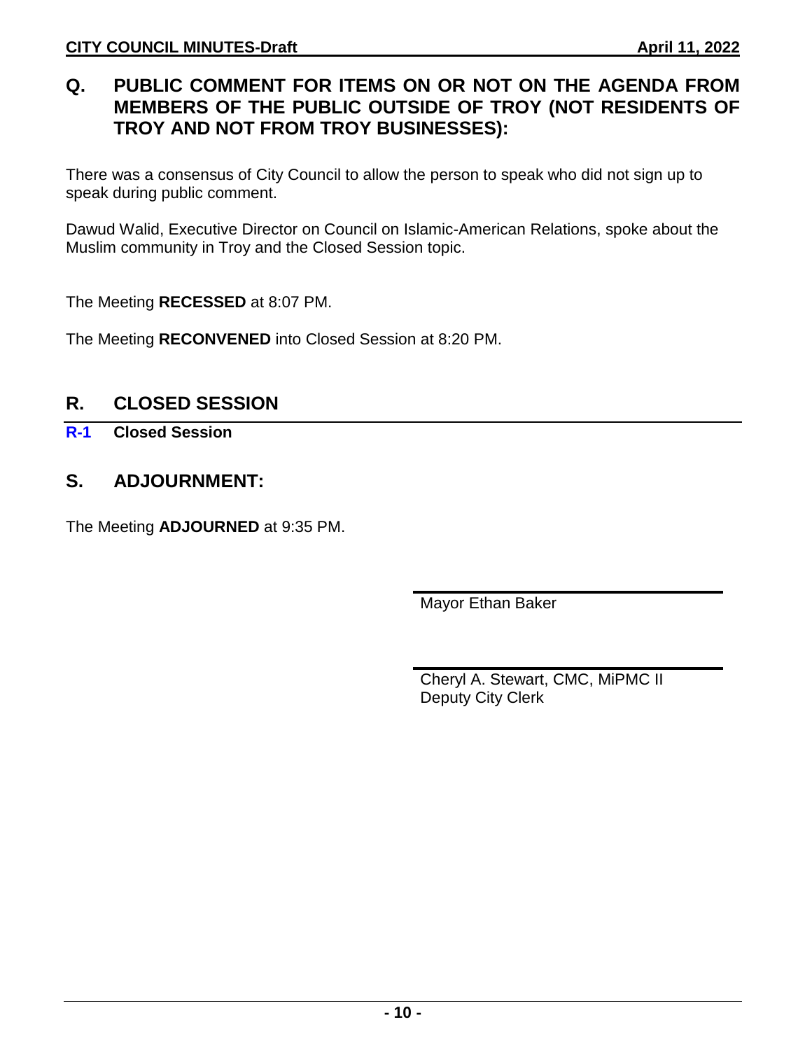## Q. PUBLIC COMMENT FOR ITEMS ON OR NOT ON THE AGENDA FROM MEMBERS OF THE PUBLIC OUTSIDE OF TROY (NOT RESIDENTS OF TROY AND NOT FROM TROY BUSINESSES):

There was a consensus of City Council to allow the person to speak who did not sign up to speak during public comment.

Dawud Walid, Executive Director on Council on Islamic-American Relations, spoke about the Muslim community in Troy and the Closed Session topic.

The Meeting **RECESSED** at 8:07 PM.

The Meeting **RECONVENED** into Closed Session at 8:20 PM.

## R. CLOSED SESSION

**R-1 Closed Session**

## S. ADJOURNMENT:

The Meeting **ADJOURNED** at 9:35 PM.

Mayor Ethan Baker

Cheryl A. Stewart, CMC, MiPMC II
Deputy City Clerk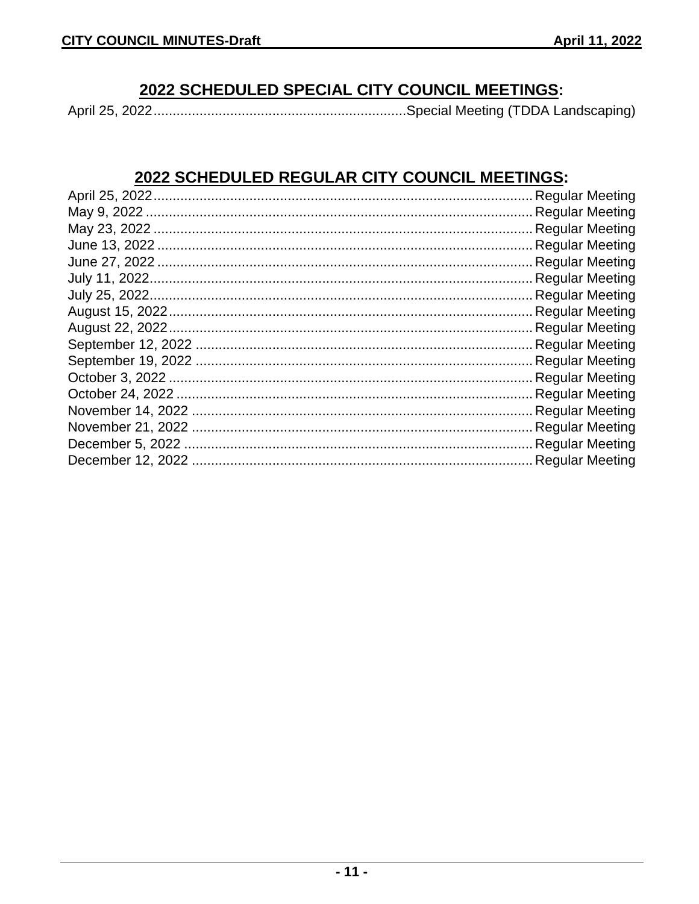## 2022 SCHEDULED SPECIAL CITY COUNCIL MEETINGS:

April 25, 2022..................................................................Special Meeting (TDDA Landscaping)

## 2022 SCHEDULED REGULAR CITY COUNCIL MEETINGS:

April 25, 2022....................................................................................................Regular Meeting
May 9, 2022.......................................................................................................Regular Meeting
May 23, 2022.....................................................................................................Regular Meeting
June 13, 2022....................................................................................................Regular Meeting
June 27, 2022....................................................................................................Regular Meeting
July 11, 2022......................................................................................................Regular Meeting
July 25, 2022......................................................................................................Regular Meeting
August 15, 2022.................................................................................................Regular Meeting
August 22, 2022.................................................................................................Regular Meeting
September 12, 2022...........................................................................................Regular Meeting
September 19, 2022...........................................................................................Regular Meeting
October 3, 2022.................................................................................................Regular Meeting
October 24, 2022...............................................................................................Regular Meeting
November 14, 2022............................................................................................Regular Meeting
November 21, 2022............................................................................................Regular Meeting
December 5, 2022..............................................................................................Regular Meeting
December 12, 2022............................................................................................Regular Meeting